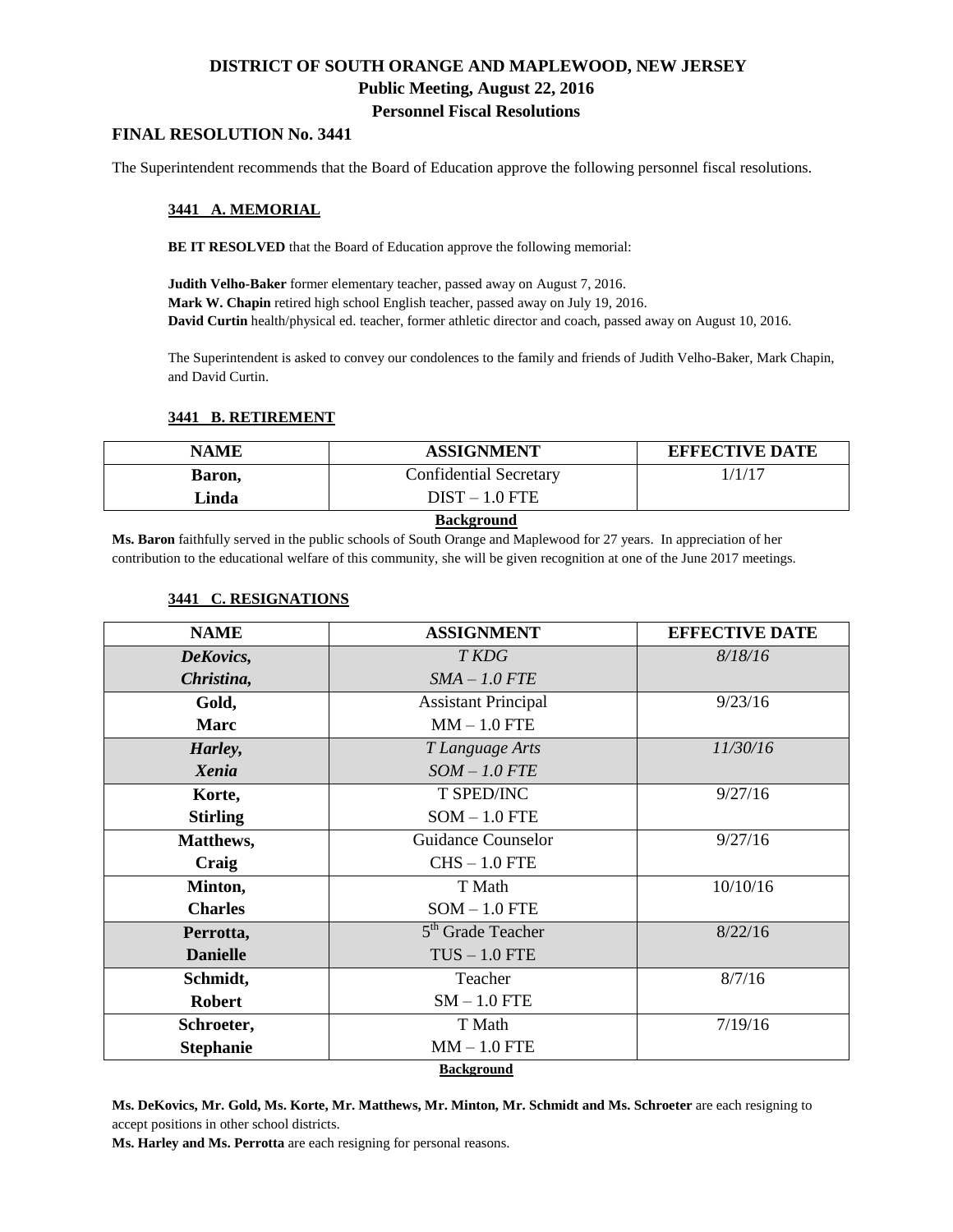# DISTRICT OF SOUTH ORANGE AND MAPLEWOOD, NEW JERSEY
## Public Meeting, August 22, 2016
## Personnel Fiscal Resolutions

### FINAL RESOLUTION No. 3441

The Superintendent recommends that the Board of Education approve the following personnel fiscal resolutions.

#### 3441 A. MEMORIAL

**BE IT RESOLVED** that the Board of Education approve the following memorial:

**Judith Velho-Baker** former elementary teacher, passed away on August 7, 2016.
**Mark W. Chapin** retired high school English teacher, passed away on July 19, 2016.
**David Curtin** health/physical ed. teacher, former athletic director and coach, passed away on August 10, 2016.

The Superintendent is asked to convey our condolences to the family and friends of Judith Velho-Baker, Mark Chapin, and David Curtin.

#### 3441 B. RETIREMENT

| NAME | ASSIGNMENT | EFFECTIVE DATE |
|---|---|---|
| **Baron, Linda** | Confidential Secretary DIST – 1.0 FTE | 1/1/17 |

**Background**

**Ms. Baron** faithfully served in the public schools of South Orange and Maplewood for 27 years. In appreciation of her contribution to the educational welfare of this community, she will be given recognition at one of the June 2017 meetings.

#### 3441 C. RESIGNATIONS

| NAME | ASSIGNMENT | EFFECTIVE DATE |
|---|---|---|
| ***DeKovics, Christina,*** | *T KDG SMA – 1.0 FTE* | *8/18/16* |
| **Gold, Marc** | Assistant Principal MM – 1.0 FTE | 9/23/16 |
| ***Harley, Xenia*** | *T Language Arts SOM – 1.0 FTE* | *11/30/16* |
| **Korte, Stirling** | T SPED/INC SOM – 1.0 FTE | 9/27/16 |
| **Matthews, Craig** | Guidance Counselor CHS – 1.0 FTE | 9/27/16 |
| **Minton, Charles** | T Math SOM – 1.0 FTE | 10/10/16 |
| **Perrotta, Danielle** | 5th Grade Teacher TUS – 1.0 FTE | 8/22/16 |
| **Schmidt, Robert** | Teacher SM – 1.0 FTE | 8/7/16 |
| **Schroeter, Stephanie** | T Math MM – 1.0 FTE | 7/19/16 |

**Background**

**Ms. DeKovics, Mr. Gold, Ms. Korte, Mr. Matthews, Mr. Minton, Mr. Schmidt and Ms. Schroeter** are each resigning to accept positions in other school districts.
**Ms. Harley and Ms. Perrotta** are each resigning for personal reasons.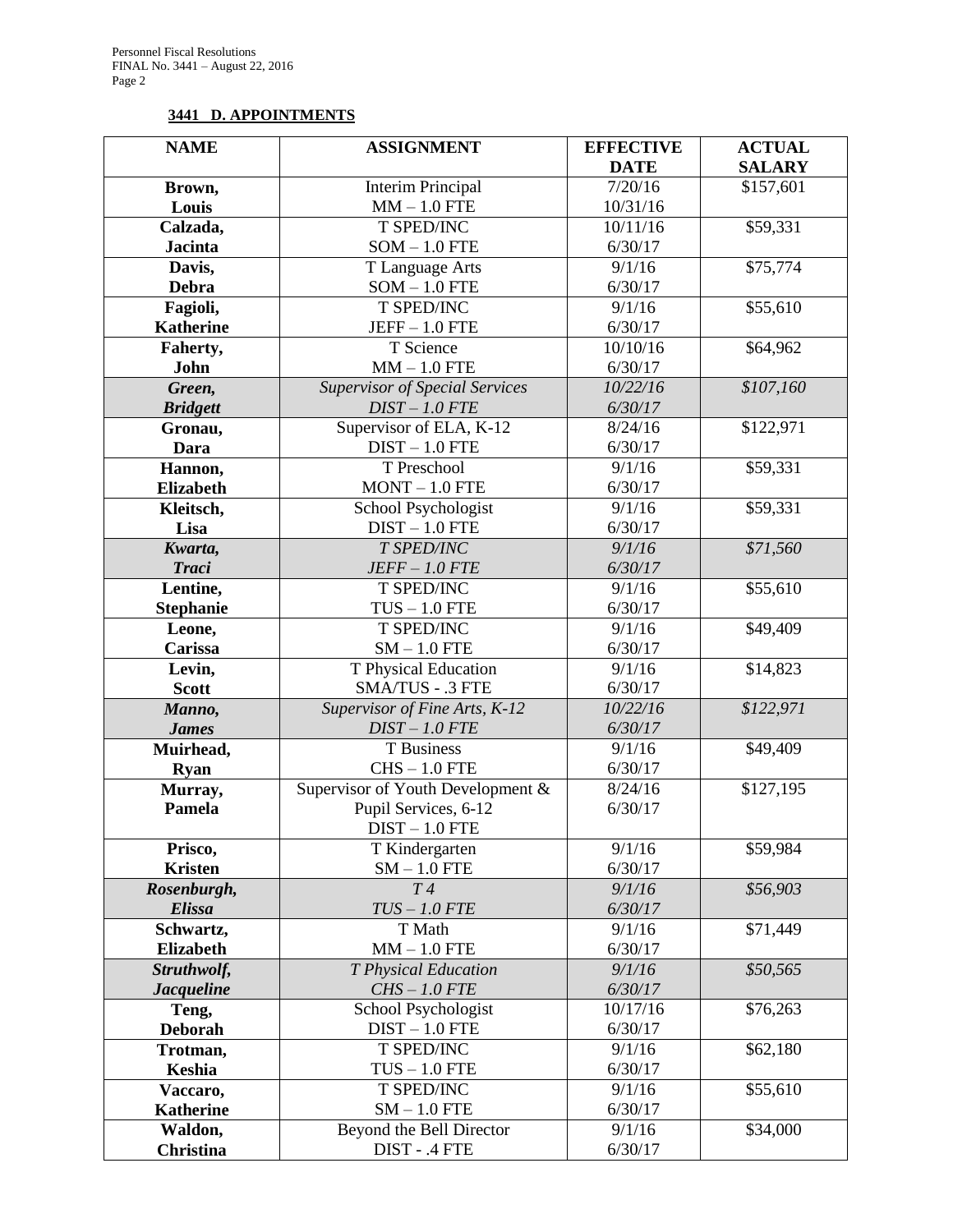**3441 D. APPOINTMENTS**

| NAME | ASSIGNMENT | EFFECTIVE DATE | ACTUAL SALARY |
|---|---|---|---|
| **Brown, Louis** | Interim Principal<br>MM – 1.0 FTE | 7/20/16<br>10/31/16 | $157,601 |
| **Calzada, Jacinta** | T SPED/INC<br>SOM – 1.0 FTE | 10/11/16<br>6/30/17 | $59,331 |
| **Davis, Debra** | T Language Arts<br>SOM – 1.0 FTE | 9/1/16<br>6/30/17 | $75,774 |
| **Fagioli, Katherine** | T SPED/INC<br>JEFF – 1.0 FTE | 9/1/16<br>6/30/17 | $55,610 |
| **Faherty, John** | T Science<br>MM – 1.0 FTE | 10/10/16<br>6/30/17 | $64,962 |
| ***Green, Bridgett*** | *Supervisor of Special Services*<br>*DIST – 1.0 FTE* | *10/22/16*<br>*6/30/17* | *$107,160* |
| **Gronau, Dara** | Supervisor of ELA, K-12<br>DIST – 1.0 FTE | 8/24/16<br>6/30/17 | $122,971 |
| **Hannon, Elizabeth** | T Preschool<br>MONT – 1.0 FTE | 9/1/16<br>6/30/17 | $59,331 |
| **Kleitsch, Lisa** | School Psychologist<br>DIST – 1.0 FTE | 9/1/16<br>6/30/17 | $59,331 |
| ***Kwarta, Traci*** | *T SPED/INC*<br>*JEFF – 1.0 FTE* | *9/1/16*<br>*6/30/17* | *$71,560* |
| **Lentine, Stephanie** | T SPED/INC<br>TUS – 1.0 FTE | 9/1/16<br>6/30/17 | $55,610 |
| **Leone, Carissa** | T SPED/INC<br>SM – 1.0 FTE | 9/1/16<br>6/30/17 | $49,409 |
| **Levin, Scott** | T Physical Education<br>SMA/TUS - .3 FTE | 9/1/16<br>6/30/17 | $14,823 |
| ***Manno, James*** | *Supervisor of Fine Arts, K-12*<br>*DIST – 1.0 FTE* | *10/22/16*<br>*6/30/17* | *$122,971* |
| **Muirhead, Ryan** | T Business<br>CHS – 1.0 FTE | 9/1/16<br>6/30/17 | $49,409 |
| **Murray, Pamela** | Supervisor of Youth Development & Pupil Services, 6-12<br>DIST – 1.0 FTE | 8/24/16<br>6/30/17 | $127,195 |
| **Prisco, Kristen** | T Kindergarten<br>SM – 1.0 FTE | 9/1/16<br>6/30/17 | $59,984 |
| ***Rosenburgh, Elissa*** | *T 4*<br>*TUS – 1.0 FTE* | *9/1/16*<br>*6/30/17* | *$56,903* |
| **Schwartz, Elizabeth** | T Math<br>MM – 1.0 FTE | 9/1/16<br>6/30/17 | $71,449 |
| ***Struthwolf, Jacqueline*** | *T Physical Education*<br>*CHS – 1.0 FTE* | *9/1/16*<br>*6/30/17* | *$50,565* |
| **Teng, Deborah** | School Psychologist<br>DIST – 1.0 FTE | 10/17/16<br>6/30/17 | $76,263 |
| **Trotman, Keshia** | T SPED/INC<br>TUS – 1.0 FTE | 9/1/16<br>6/30/17 | $62,180 |
| **Vaccaro, Katherine** | T SPED/INC<br>SM – 1.0 FTE | 9/1/16<br>6/30/17 | $55,610 |
| **Waldon, Christina** | Beyond the Bell Director<br>DIST - .4 FTE | 9/1/16<br>6/30/17 | $34,000 |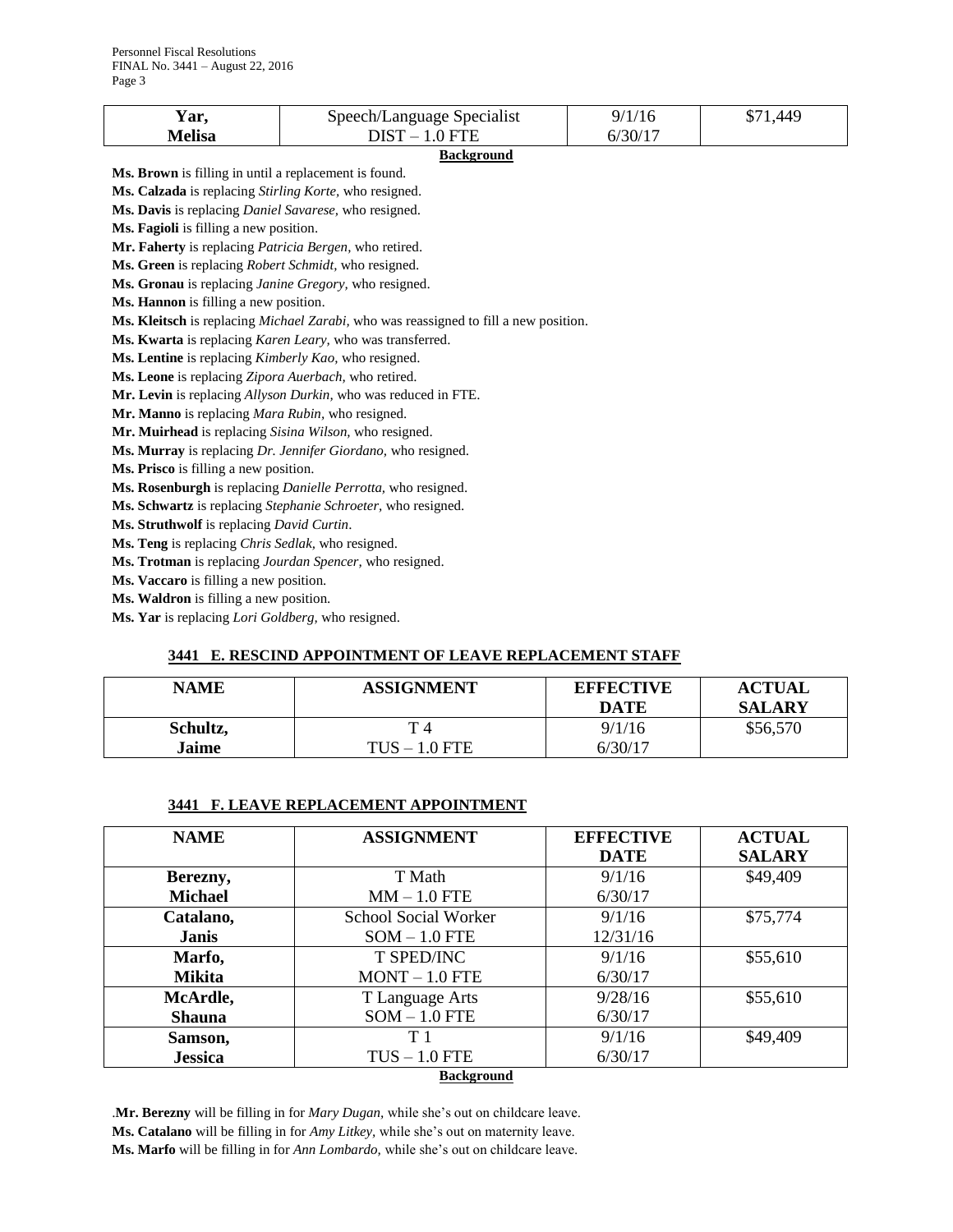| Yar, Melisa | Speech/Language Specialist DIST – 1.0 FTE | 9/1/16 6/30/17 | $71,449 |
|---|---|---|---|

**Background**

**Ms. Brown** is filling in until a replacement is found.
**Ms. Calzada** is replacing *Stirling Korte,* who resigned.
**Ms. Davis** is replacing *Daniel Savarese,* who resigned.
**Ms. Fagioli** is filling a new position.
**Mr. Faherty** is replacing *Patricia Bergen,* who retired.
**Ms. Green** is replacing *Robert Schmidt,* who resigned.
**Ms. Gronau** is replacing *Janine Gregory,* who resigned.
**Ms. Hannon** is filling a new position.
**Ms. Kleitsch** is replacing *Michael Zarabi,* who was reassigned to fill a new position.
**Ms. Kwarta** is replacing *Karen Leary,* who was transferred.
**Ms. Lentine** is replacing *Kimberly Kao,* who resigned.
**Ms. Leone** is replacing *Zipora Auerbach,* who retired.
**Mr. Levin** is replacing *Allyson Durkin,* who was reduced in FTE.
**Mr. Manno** is replacing *Mara Rubin,* who resigned.
**Mr. Muirhead** is replacing *Sisina Wilson,* who resigned.
**Ms. Murray** is replacing *Dr. Jennifer Giordano,* who resigned.
**Ms. Prisco** is filling a new position.
**Ms. Rosenburgh** is replacing *Danielle Perrotta,* who resigned.
**Ms. Schwartz** is replacing *Stephanie Schroeter,* who resigned.
**Ms. Struthwolf** is replacing *David Curtin*.
**Ms. Teng** is replacing *Chris Sedlak,* who resigned.
**Ms. Trotman** is replacing *Jourdan Spencer,* who resigned.
**Ms. Vaccaro** is filling a new position.
**Ms. Waldron** is filling a new position.
**Ms. Yar** is replacing *Lori Goldberg,* who resigned.

## 3441 E. RESCIND APPOINTMENT OF LEAVE REPLACEMENT STAFF

| NAME | ASSIGNMENT | EFFECTIVE DATE | ACTUAL SALARY |
|---|---|---|---|
| Schultz, Jaime | T 4 TUS – 1.0 FTE | 9/1/16 6/30/17 | $56,570 |

## 3441 F. LEAVE REPLACEMENT APPOINTMENT

| NAME | ASSIGNMENT | EFFECTIVE DATE | ACTUAL SALARY |
|---|---|---|---|
| Berezny, Michael | T Math MM – 1.0 FTE | 9/1/16 6/30/17 | $49,409 |
| Catalano, Janis | School Social Worker SOM – 1.0 FTE | 9/1/16 12/31/16 | $75,774 |
| Marfo, Mikita | T SPED/INC MONT – 1.0 FTE | 9/1/16 6/30/17 | $55,610 |
| McArdle, Shauna | T Language Arts SOM – 1.0 FTE | 9/28/16 6/30/17 | $55,610 |
| Samson, Jessica | T 1 TUS – 1.0 FTE | 9/1/16 6/30/17 | $49,409 |

**Background**

.**Mr. Berezny** will be filling in for *Mary Dugan,* while she's out on childcare leave.
**Ms. Catalano** will be filling in for *Amy Litkey,* while she's out on maternity leave.
**Ms. Marfo** will be filling in for *Ann Lombardo,* while she's out on childcare leave.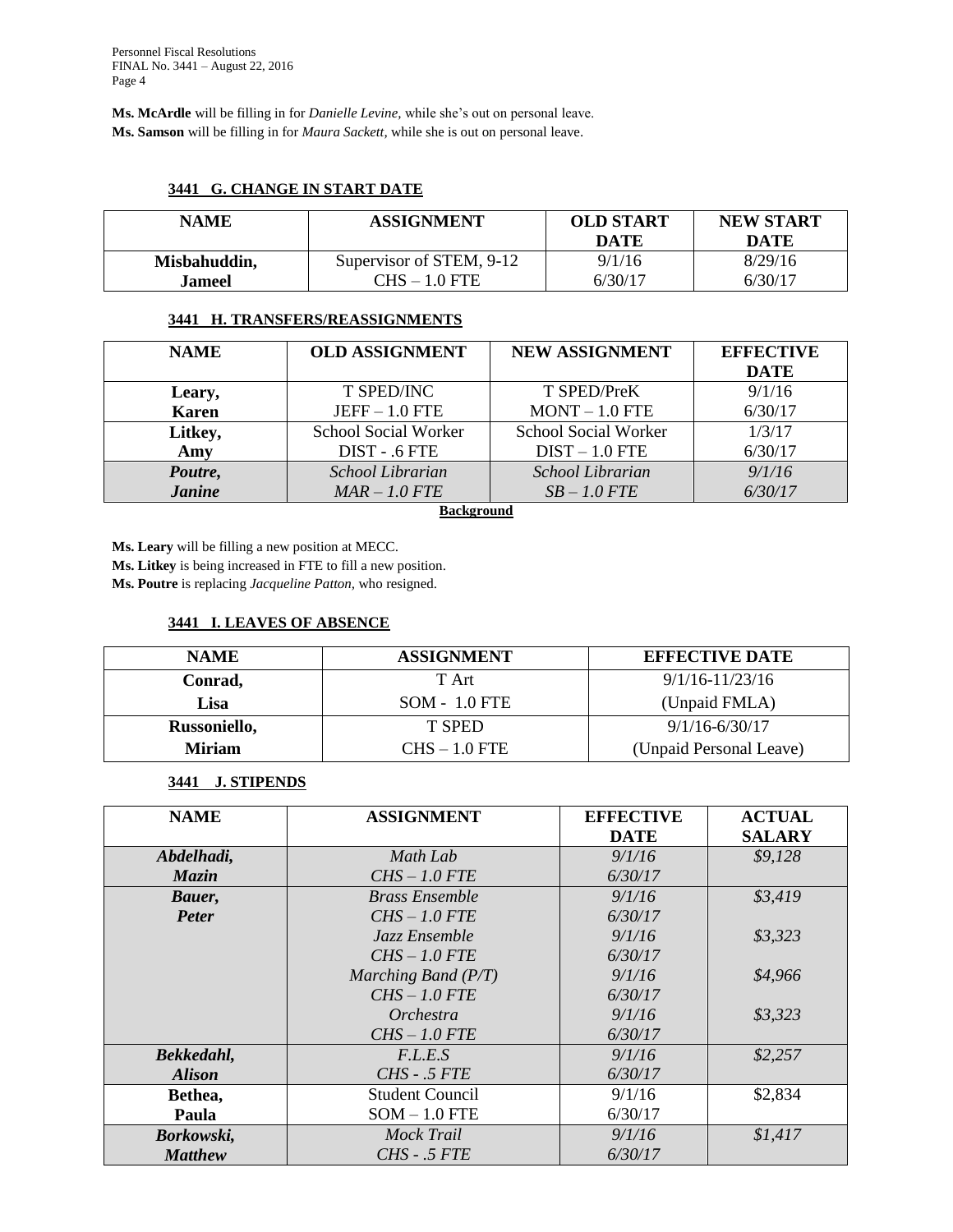**Ms. McArdle** will be filling in for *Danielle Levine,* while she's out on personal leave.
**Ms. Samson** will be filling in for *Maura Sackett,* while she is out on personal leave.

### 3441 G. CHANGE IN START DATE

| NAME | ASSIGNMENT | OLD START DATE | NEW START DATE |
|---|---|---|---|
| **Misbahuddin, Jameel** | Supervisor of STEM, 9-12 CHS – 1.0 FTE | 9/1/16 6/30/17 | 8/29/16 6/30/17 |

### 3441 H. TRANSFERS/REASSIGNMENTS

| NAME | OLD ASSIGNMENT | NEW ASSIGNMENT | EFFECTIVE DATE |
|---|---|---|---|
| **Leary, Karen** | T SPED/INC JEFF – 1.0 FTE | T SPED/PreK MONT – 1.0 FTE | 9/1/16 6/30/17 |
| **Litkey, Amy** | School Social Worker DIST - .6 FTE | School Social Worker DIST – 1.0 FTE | 1/3/17 6/30/17 |
| ***Poutre, Janine*** | *School Librarian MAR – 1.0 FTE* | *School Librarian SB – 1.0 FTE* | *9/1/16 6/30/17* |

**Background**

**Ms. Leary** will be filling a new position at MECC.
**Ms. Litkey** is being increased in FTE to fill a new position.
**Ms. Poutre** is replacing *Jacqueline Patton,* who resigned.

### 3441 I. LEAVES OF ABSENCE

| NAME | ASSIGNMENT | EFFECTIVE DATE |
|---|---|---|
| **Conrad, Lisa** | T Art SOM - 1.0 FTE | 9/1/16-11/23/16 (Unpaid FMLA) |
| **Russoniello, Miriam** | T SPED CHS – 1.0 FTE | 9/1/16-6/30/17 (Unpaid Personal Leave) |

### 3441 J. STIPENDS

| NAME | ASSIGNMENT | EFFECTIVE DATE | ACTUAL SALARY |
|---|---|---|---|
| ***Abdelhadi, Mazin*** | *Math Lab CHS – 1.0 FTE* | *9/1/16 6/30/17* | *$9,128* |
| ***Bauer, Peter*** | *Brass Ensemble CHS – 1.0 FTE* | *9/1/16 6/30/17* | *$3,419* |
| | *Jazz Ensemble CHS – 1.0 FTE* | *9/1/16 6/30/17* | *$3,323* |
| | *Marching Band (P/T) CHS – 1.0 FTE* | *9/1/16 6/30/17* | *$4,966* |
| | *Orchestra CHS – 1.0 FTE* | *9/1/16 6/30/17* | *$3,323* |
| ***Bekkedahl, Alison*** | *F.L.E.S CHS - .5 FTE* | *9/1/16 6/30/17* | *$2,257* |
| **Bethea, Paula** | Student Council SOM – 1.0 FTE | 9/1/16 6/30/17 | $2,834 |
| ***Borkowski, Matthew*** | *Mock Trail CHS - .5 FTE* | *9/1/16 6/30/17* | *$1,417* |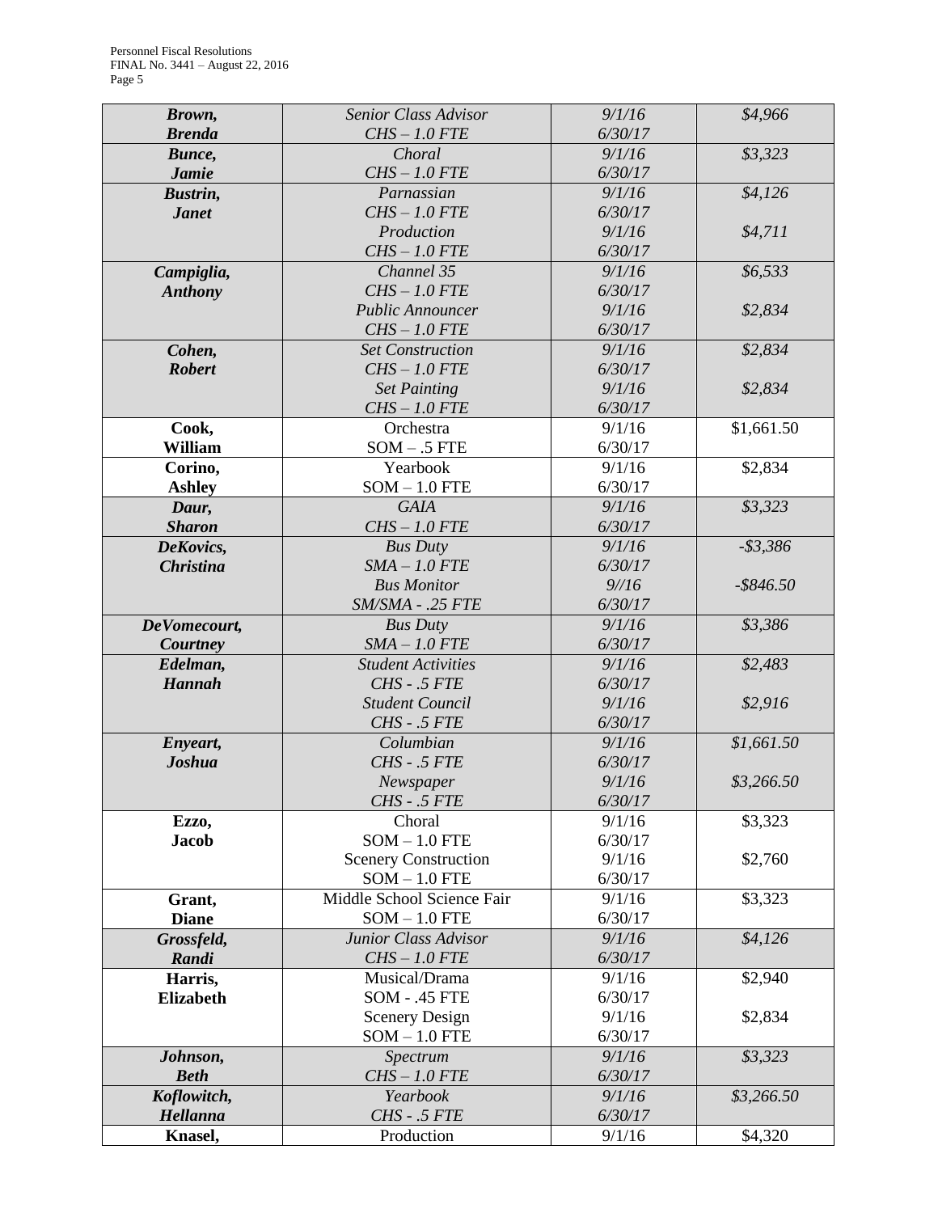| | | | |
|---|---|---|---|
| ***Brown, Brenda*** | *Senior Class Advisor CHS – 1.0 FTE* | *9/1/16 6/30/17* | *$4,966* |
| ***Bunce, Jamie*** | *Choral CHS – 1.0 FTE* | *9/1/16 6/30/17* | *$3,323* |
| ***Bustrin, Janet*** | *Parnassian CHS – 1.0 FTE* | *9/1/16 6/30/17* | *$4,126* |
| | *Production CHS – 1.0 FTE* | *9/1/16 6/30/17* | *$4,711* |
| ***Campiglia, Anthony*** | *Channel 35 CHS – 1.0 FTE* | *9/1/16 6/30/17* | *$6,533* |
| | *Public Announcer CHS – 1.0 FTE* | *9/1/16 6/30/17* | *$2,834* |
| ***Cohen, Robert*** | *Set Construction CHS – 1.0 FTE* | *9/1/16 6/30/17* | *$2,834* |
| | *Set Painting CHS – 1.0 FTE* | *9/1/16 6/30/17* | *$2,834* |
| **Cook, William** | Orchestra SOM – .5 FTE | 9/1/16 6/30/17 | $1,661.50 |
| **Corino, Ashley** | Yearbook SOM – 1.0 FTE | 9/1/16 6/30/17 | $2,834 |
| ***Daur, Sharon*** | *GAIA CHS – 1.0 FTE* | *9/1/16 6/30/17* | *$3,323* |
| ***DeKovics, Christina*** | *Bus Duty SMA – 1.0 FTE* | *9/1/16 6/30/17* | *-$3,386* |
| | *Bus Monitor SM/SMA - .25 FTE* | *9//16 6/30/17* | *-$846.50* |
| ***DeVomecourt, Courtney*** | *Bus Duty SMA – 1.0 FTE* | *9/1/16 6/30/17* | *$3,386* |
| ***Edelman, Hannah*** | *Student Activities CHS - .5 FTE* | *9/1/16 6/30/17* | *$2,483* |
| | *Student Council CHS - .5 FTE* | *9/1/16 6/30/17* | *$2,916* |
| ***Enyeart, Joshua*** | *Columbian CHS - .5 FTE* | *9/1/16 6/30/17* | *$1,661.50* |
| | *Newspaper CHS - .5 FTE* | *9/1/16 6/30/17* | *$3,266.50* |
| **Ezzo, Jacob** | Choral SOM – 1.0 FTE | 9/1/16 6/30/17 | $3,323 |
| | Scenery Construction SOM – 1.0 FTE | 9/1/16 6/30/17 | $2,760 |
| **Grant, Diane** | Middle School Science Fair SOM – 1.0 FTE | 9/1/16 6/30/17 | $3,323 |
| ***Grossfeld, Randi*** | *Junior Class Advisor CHS – 1.0 FTE* | *9/1/16 6/30/17* | *$4,126* |
| **Harris, Elizabeth** | Musical/Drama SOM - .45 FTE | 9/1/16 6/30/17 | $2,940 |
| | Scenery Design SOM – 1.0 FTE | 9/1/16 6/30/17 | $2,834 |
| ***Johnson, Beth*** | *Spectrum CHS – 1.0 FTE* | *9/1/16 6/30/17* | *$3,323* |
| ***Koflowitch, Hellanna*** | *Yearbook CHS - .5 FTE* | *9/1/16 6/30/17* | *$3,266.50* |
| **Knasel,** | Production | 9/1/16 | $4,320 |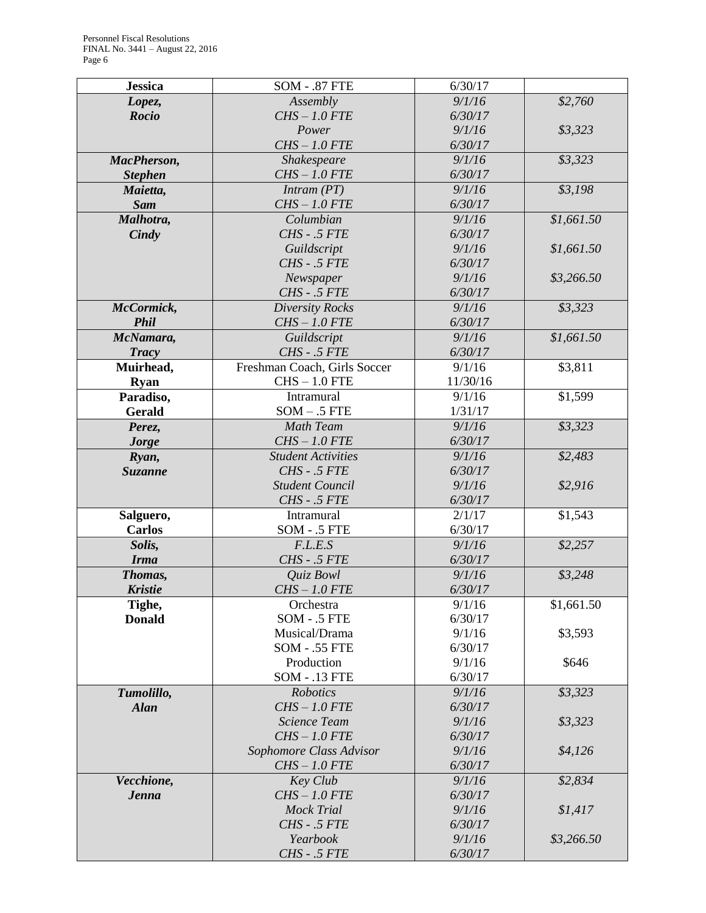| | | | |
|---|---|---|---|
| **Jessica** | SOM - .87 FTE | 6/30/17 | |
| ***Lopez, Rocio*** | *Assembly*<br>*CHS – 1.0 FTE* | *9/1/16*<br>*6/30/17* | *$2,760* |
| | *Power*<br>*CHS – 1.0 FTE* | *9/1/16*<br>*6/30/17* | *$3,323* |
| ***MacPherson, Stephen*** | *Shakespeare*<br>*CHS – 1.0 FTE* | *9/1/16*<br>*6/30/17* | *$3,323* |
| ***Maietta, Sam*** | *Intram (PT)*<br>*CHS – 1.0 FTE* | *9/1/16*<br>*6/30/17* | *$3,198* |
| ***Malhotra, Cindy*** | *Columbian*<br>*CHS - .5 FTE* | *9/1/16*<br>*6/30/17* | *$1,661.50* |
| | *Guildscript*<br>*CHS - .5 FTE* | *9/1/16*<br>*6/30/17* | *$1,661.50* |
| | *Newspaper*<br>*CHS - .5 FTE* | *9/1/16*<br>*6/30/17* | *$3,266.50* |
| ***McCormick, Phil*** | *Diversity Rocks*<br>*CHS – 1.0 FTE* | *9/1/16*<br>*6/30/17* | *$3,323* |
| ***McNamara, Tracy*** | *Guildscript*<br>*CHS - .5 FTE* | *9/1/16*<br>*6/30/17* | *$1,661.50* |
| **Muirhead, Ryan** | Freshman Coach, Girls Soccer<br>CHS – 1.0 FTE | 9/1/16<br>11/30/16 | $3,811 |
| **Paradiso, Gerald** | Intramural<br>SOM – .5 FTE | 9/1/16<br>1/31/17 | $1,599 |
| ***Perez, Jorge*** | *Math Team*<br>*CHS – 1.0 FTE* | *9/1/16*<br>*6/30/17* | *$3,323* |
| ***Ryan, Suzanne*** | *Student Activities*<br>*CHS - .5 FTE* | *9/1/16*<br>*6/30/17* | *$2,483* |
| | *Student Council*<br>*CHS - .5 FTE* | *9/1/16*<br>*6/30/17* | *$2,916* |
| **Salguero, Carlos** | Intramural<br>SOM - .5 FTE | 2/1/17<br>6/30/17 | $1,543 |
| ***Solis, Irma*** | *F.L.E.S*<br>*CHS - .5 FTE* | *9/1/16*<br>*6/30/17* | *$2,257* |
| ***Thomas, Kristie*** | *Quiz Bowl*<br>*CHS – 1.0 FTE* | *9/1/16*<br>*6/30/17* | *$3,248* |
| **Tighe, Donald** | Orchestra<br>SOM - .5 FTE | 9/1/16<br>6/30/17 | $1,661.50 |
| | Musical/Drama<br>SOM - .55 FTE | 9/1/16<br>6/30/17 | $3,593 |
| | Production<br>SOM - .13 FTE | 9/1/16<br>6/30/17 | $646 |
| ***Tumolillo, Alan*** | *Robotics*<br>*CHS – 1.0 FTE* | *9/1/16*<br>*6/30/17* | *$3,323* |
| | *Science Team*<br>*CHS – 1.0 FTE* | *9/1/16*<br>*6/30/17* | *$3,323* |
| | *Sophomore Class Advisor*<br>*CHS – 1.0 FTE* | *9/1/16*<br>*6/30/17* | *$4,126* |
| ***Vecchione, Jenna*** | *Key Club*<br>*CHS – 1.0 FTE* | *9/1/16*<br>*6/30/17* | *$2,834* |
| | *Mock Trial*<br>*CHS - .5 FTE* | *9/1/16*<br>*6/30/17* | *$1,417* |
| | *Yearbook*<br>*CHS - .5 FTE* | *9/1/16*<br>*6/30/17* | *$3,266.50* |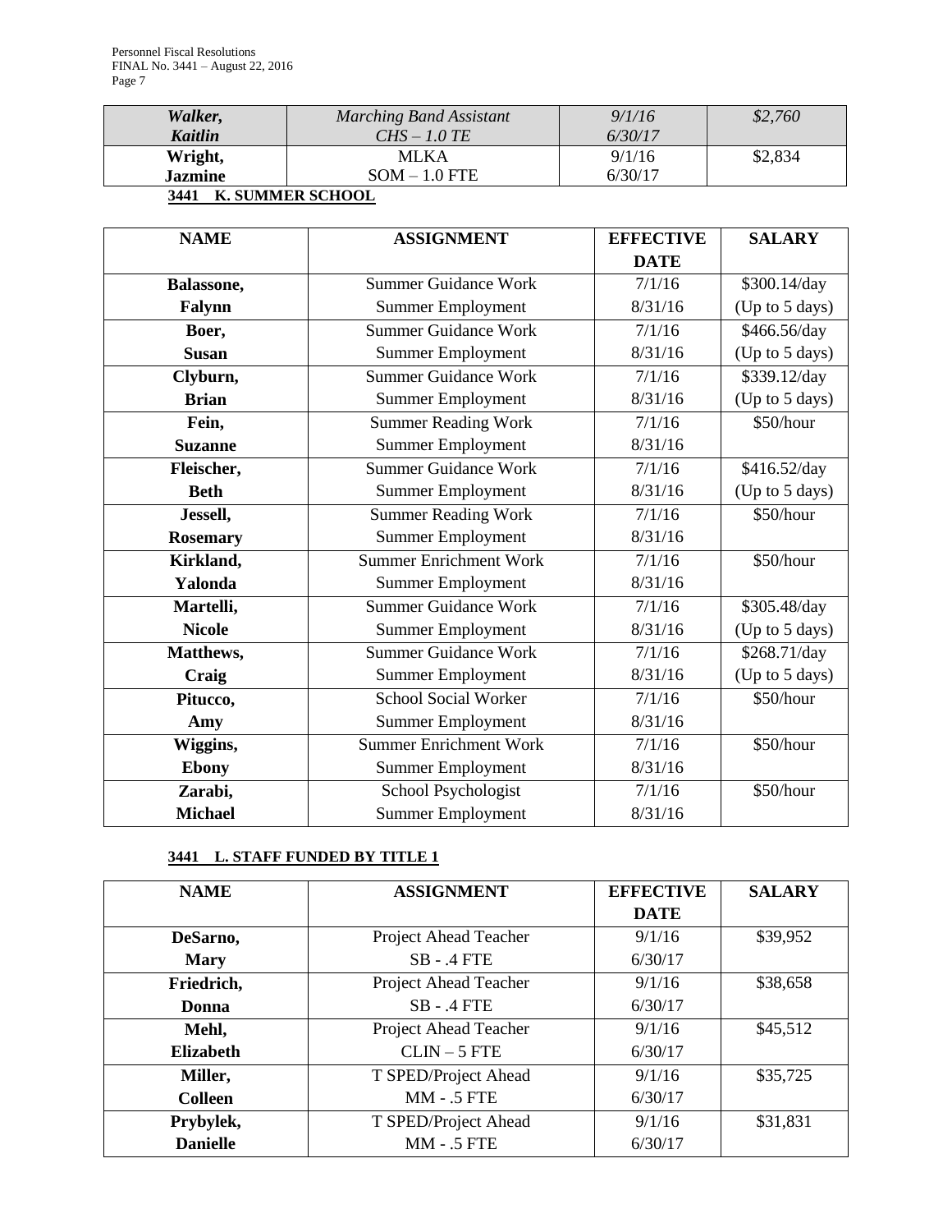| | | | |
|---|---|---|---|
| ***Walker, Kaitlin*** | *Marching Band Assistant CHS – 1.0 TE* | *9/1/16 6/30/17* | *$2,760* |
| **Wright, Jazmine** | MLKA SOM – 1.0 FTE | 9/1/16 6/30/17 | $2,834 |

**3441 K. SUMMER SCHOOL**

| NAME | ASSIGNMENT | EFFECTIVE DATE | SALARY |
|---|---|---|---|
| **Balassone, Falynn** | Summer Guidance Work Summer Employment | 7/1/16 8/31/16 | $300.14/day (Up to 5 days) |
| **Boer, Susan** | Summer Guidance Work Summer Employment | 7/1/16 8/31/16 | $466.56/day (Up to 5 days) |
| **Clyburn, Brian** | Summer Guidance Work Summer Employment | 7/1/16 8/31/16 | $339.12/day (Up to 5 days) |
| **Fein, Suzanne** | Summer Reading Work Summer Employment | 7/1/16 8/31/16 | $50/hour |
| **Fleischer, Beth** | Summer Guidance Work Summer Employment | 7/1/16 8/31/16 | $416.52/day (Up to 5 days) |
| **Jessell, Rosemary** | Summer Reading Work Summer Employment | 7/1/16 8/31/16 | $50/hour |
| **Kirkland, Yalonda** | Summer Enrichment Work Summer Employment | 7/1/16 8/31/16 | $50/hour |
| **Martelli, Nicole** | Summer Guidance Work Summer Employment | 7/1/16 8/31/16 | $305.48/day (Up to 5 days) |
| **Matthews, Craig** | Summer Guidance Work Summer Employment | 7/1/16 8/31/16 | $268.71/day (Up to 5 days) |
| **Pitucco, Amy** | School Social Worker Summer Employment | 7/1/16 8/31/16 | $50/hour |
| **Wiggins, Ebony** | Summer Enrichment Work Summer Employment | 7/1/16 8/31/16 | $50/hour |
| **Zarabi, Michael** | School Psychologist Summer Employment | 7/1/16 8/31/16 | $50/hour |

**3441 L. STAFF FUNDED BY TITLE 1**

| NAME | ASSIGNMENT | EFFECTIVE DATE | SALARY |
|---|---|---|---|
| **DeSarno, Mary** | Project Ahead Teacher SB - .4 FTE | 9/1/16 6/30/17 | $39,952 |
| **Friedrich, Donna** | Project Ahead Teacher SB - .4 FTE | 9/1/16 6/30/17 | $38,658 |
| **Mehl, Elizabeth** | Project Ahead Teacher CLIN – 5 FTE | 9/1/16 6/30/17 | $45,512 |
| **Miller, Colleen** | T SPED/Project Ahead MM - .5 FTE | 9/1/16 6/30/17 | $35,725 |
| **Prybylek, Danielle** | T SPED/Project Ahead MM - .5 FTE | 9/1/16 6/30/17 | $31,831 |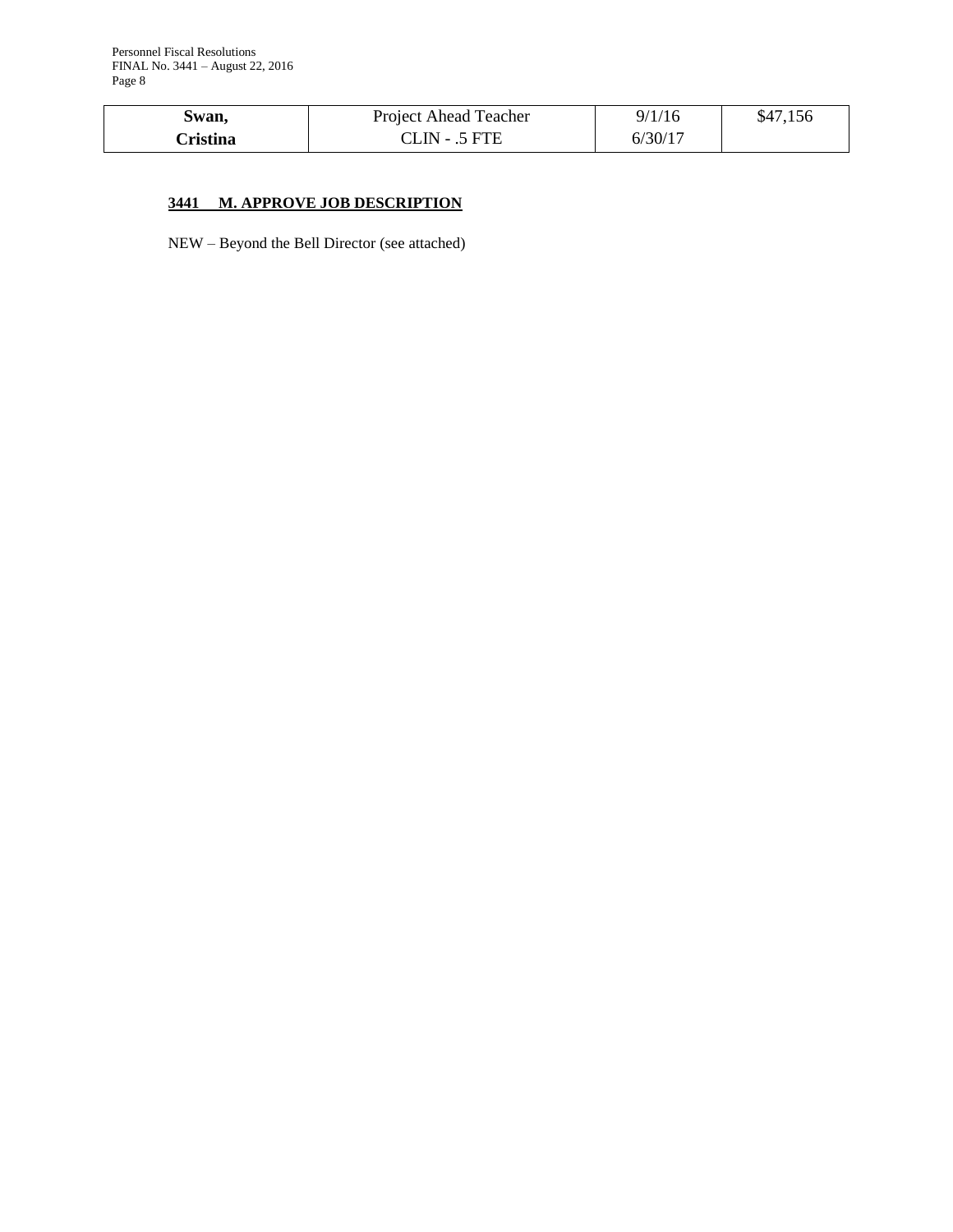| | | | |
|---|---|---|---|
| **Swan, Cristina** | Project Ahead Teacher CLIN - .5 FTE | 9/1/16 6/30/17 | \$47,156 |

**<u>3441 M. APPROVE JOB DESCRIPTION</u>**

NEW – Beyond the Bell Director (see attached)